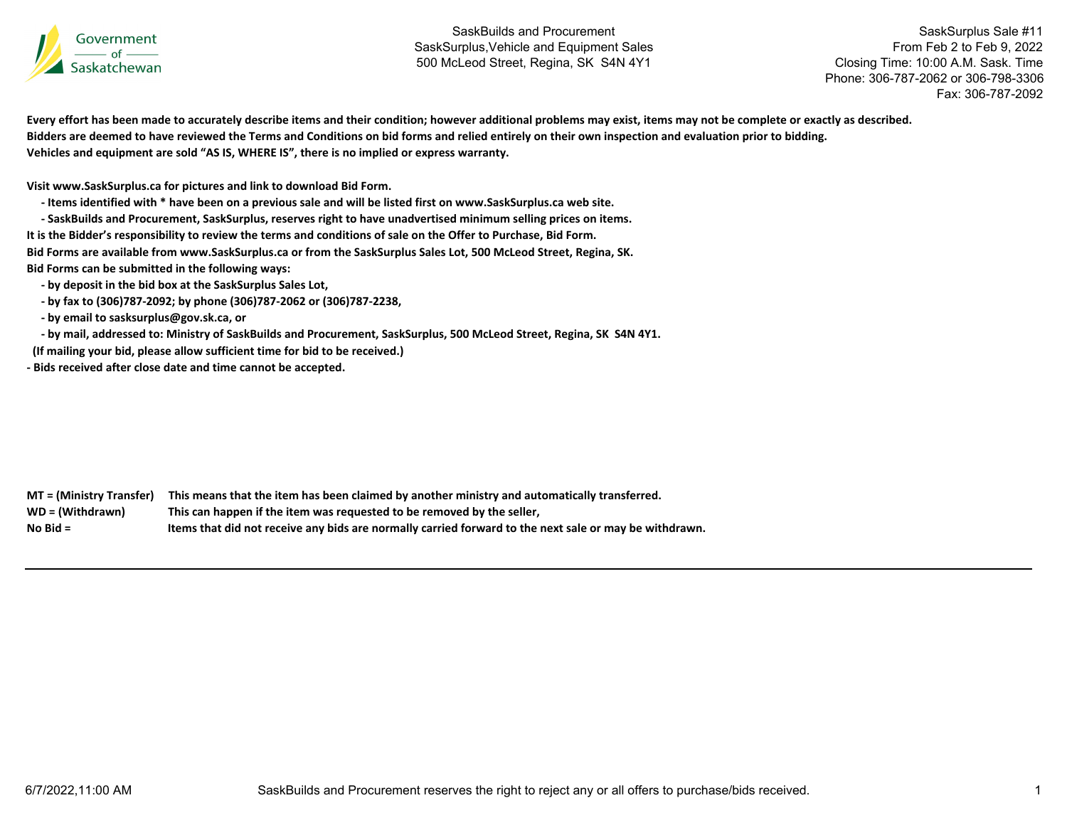Government of Saskatchewan

SaskBuilds and Procurement
SaskSurplus,Vehicle and Equipment Sales
500 McLeod Street, Regina, SK S4N 4Y1

SaskSurplus Sale #11
From Feb 2 to Feb 9, 2022
Closing Time: 10:00 A.M. Sask. Time
Phone: 306-787-2062 or 306-798-3306
Fax: 306-787-2092

**Every effort has been made to accurately describe items and their condition; however additional problems may exist, items may not be complete or exactly as described.**
**Bidders are deemed to have reviewed the Terms and Conditions on bid forms and relied entirely on their own inspection and evaluation prior to bidding.**
**Vehicles and equipment are sold "AS IS, WHERE IS", there is no implied or express warranty.**

**Visit www.SaskSurplus.ca for pictures and link to download Bid Form.**

- **Items identified with * have been on a previous sale and will be listed first on www.SaskSurplus.ca web site.**
- **SaskBuilds and Procurement, SaskSurplus, reserves right to have unadvertised minimum selling prices on items.**

**It is the Bidder's responsibility to review the terms and conditions of sale on the Offer to Purchase, Bid Form.**
**Bid Forms are available from www.SaskSurplus.ca or from the SaskSurplus Sales Lot, 500 McLeod Street, Regina, SK.**
**Bid Forms can be submitted in the following ways:**

- **by deposit in the bid box at the SaskSurplus Sales Lot,**
- **by fax to (306)787-2092; by phone (306)787-2062 or (306)787-2238,**
- **by email to sasksurplus@gov.sk.ca, or**
- **by mail, addressed to: Ministry of SaskBuilds and Procurement, SaskSurplus, 500 McLeod Street, Regina, SK S4N 4Y1.**

**(If mailing your bid, please allow sufficient time for bid to be received.)**

**- Bids received after close date and time cannot be accepted.**

| | |
|---|---|
| **MT = (Ministry Transfer)** | **This means that the item has been claimed by another ministry and automatically transferred.** |
| **WD = (Withdrawn)** | **This can happen if the item was requested to be removed by the seller,** |
| **No Bid =** | **Items that did not receive any bids are normally carried forward to the next sale or may be withdrawn.** |

6/7/2022,11:00 AM

SaskBuilds and Procurement reserves the right to reject any or all offers to purchase/bids received.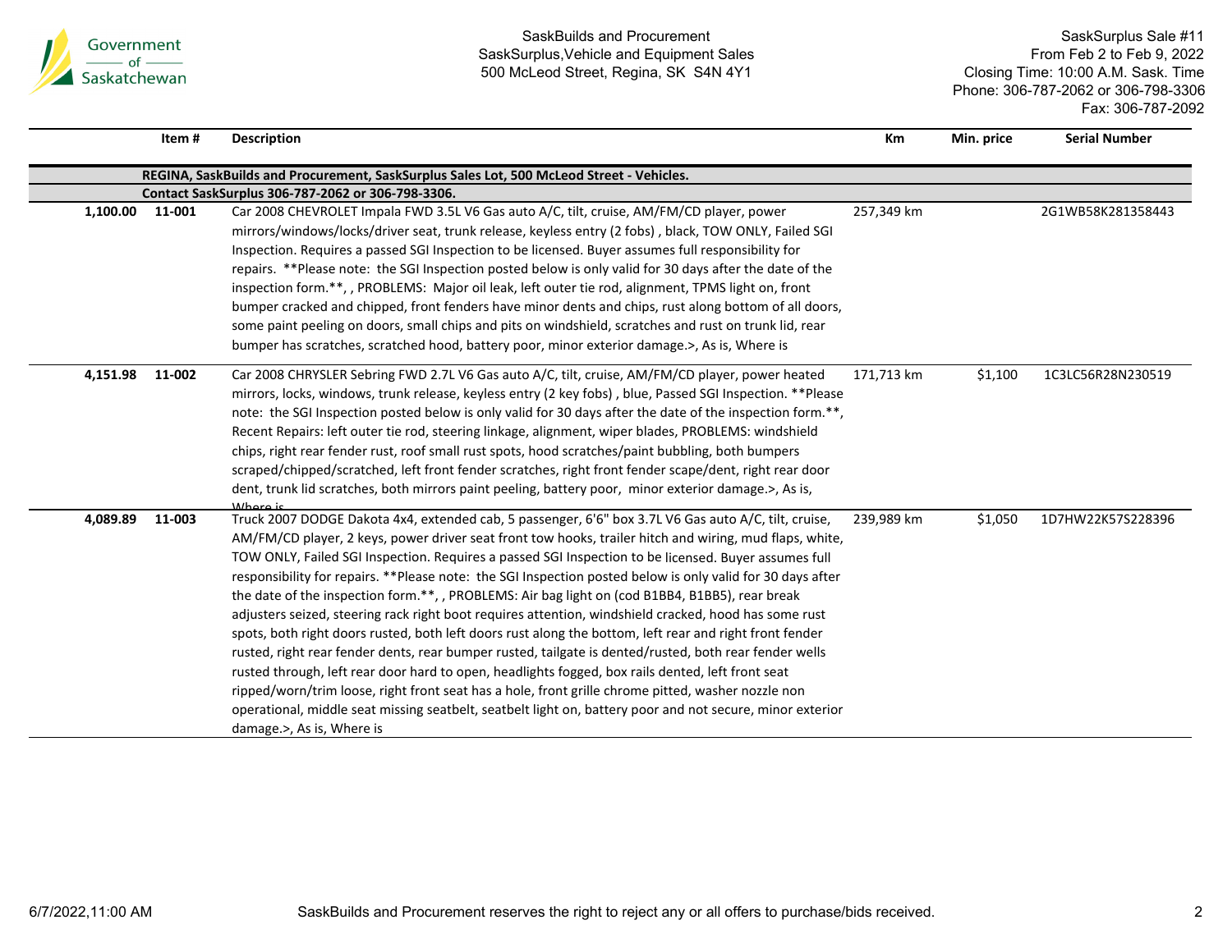Government of Saskatchewan

SaskBuilds and Procurement
SaskSurplus,Vehicle and Equipment Sales
500 McLeod Street, Regina, SK S4N 4Y1

SaskSurplus Sale #11
From Feb 2 to Feb 9, 2022
Closing Time: 10:00 A.M. Sask. Time
Phone: 306-787-2062 or 306-798-3306
Fax: 306-787-2092

| | Item # | Description | Km | Min. price | Serial Number |
|---|---|---|---|---|---|
| | | **REGINA, SaskBuilds and Procurement, SaskSurplus Sales Lot, 500 McLeod Street - Vehicles.** | | | |
| | | **Contact SaskSurplus 306-787-2062 or 306-798-3306.** | | | |
| **1,100.00** | **11-001** | Car 2008 CHEVROLET Impala FWD 3.5L V6 Gas auto A/C, tilt, cruise, AM/FM/CD player, power mirrors/windows/locks/driver seat, trunk release, keyless entry (2 fobs) , black, TOW ONLY, Failed SGI Inspection. Requires a passed SGI Inspection to be licensed. Buyer assumes full responsibility for repairs. **Please note: the SGI Inspection posted below is only valid for 30 days after the date of the inspection form.**, , PROBLEMS: Major oil leak, left outer tie rod, alignment, TPMS light on, front bumper cracked and chipped, front fenders have minor dents and chips, rust along bottom of all doors, some paint peeling on doors, small chips and pits on windshield, scratches and rust on trunk lid, rear bumper has scratches, scratched hood, battery poor, minor exterior damage.>, As is, Where is | 257,349 km | | 2G1WB58K281358443 |
| **4,151.98** | **11-002** | Car 2008 CHRYSLER Sebring FWD 2.7L V6 Gas auto A/C, tilt, cruise, AM/FM/CD player, power heated mirrors, locks, windows, trunk release, keyless entry (2 key fobs) , blue, Passed SGI Inspection. **Please note: the SGI Inspection posted below is only valid for 30 days after the date of the inspection form.**, Recent Repairs: left outer tie rod, steering linkage, alignment, wiper blades, PROBLEMS: windshield chips, right rear fender rust, roof small rust spots, hood scratches/paint bubbling, both bumpers scraped/chipped/scratched, left front fender scratches, right front fender scape/dent, right rear door dent, trunk lid scratches, both mirrors paint peeling, battery poor, minor exterior damage.>, As is, Where is | 171,713 km | $1,100 | 1C3LC56R28N230519 |
| **4,089.89** | **11-003** | Truck 2007 DODGE Dakota 4x4, extended cab, 5 passenger, 6'6" box 3.7L V6 Gas auto A/C, tilt, cruise, AM/FM/CD player, 2 keys, power driver seat front tow hooks, trailer hitch and wiring, mud flaps, white, TOW ONLY, Failed SGI Inspection. Requires a passed SGI Inspection to be licensed. Buyer assumes full responsibility for repairs. **Please note: the SGI Inspection posted below is only valid for 30 days after the date of the inspection form.**, , PROBLEMS: Air bag light on (cod B1BB4, B1BB5), rear break adjusters seized, steering rack right boot requires attention, windshield cracked, hood has some rust spots, both right doors rusted, both left doors rust along the bottom, left rear and right front fender rusted, right rear fender dents, rear bumper rusted, tailgate is dented/rusted, both rear fender wells rusted through, left rear door hard to open, headlights fogged, box rails dented, left front seat ripped/worn/trim loose, right front seat has a hole, front grille chrome pitted, washer nozzle non operational, middle seat missing seatbelt, seatbelt light on, battery poor and not secure, minor exterior damage.>, As is, Where is | 239,989 km | $1,050 | 1D7HW22K57S228396 |

6/7/2022,11:00 AM

SaskBuilds and Procurement reserves the right to reject any or all offers to purchase/bids received.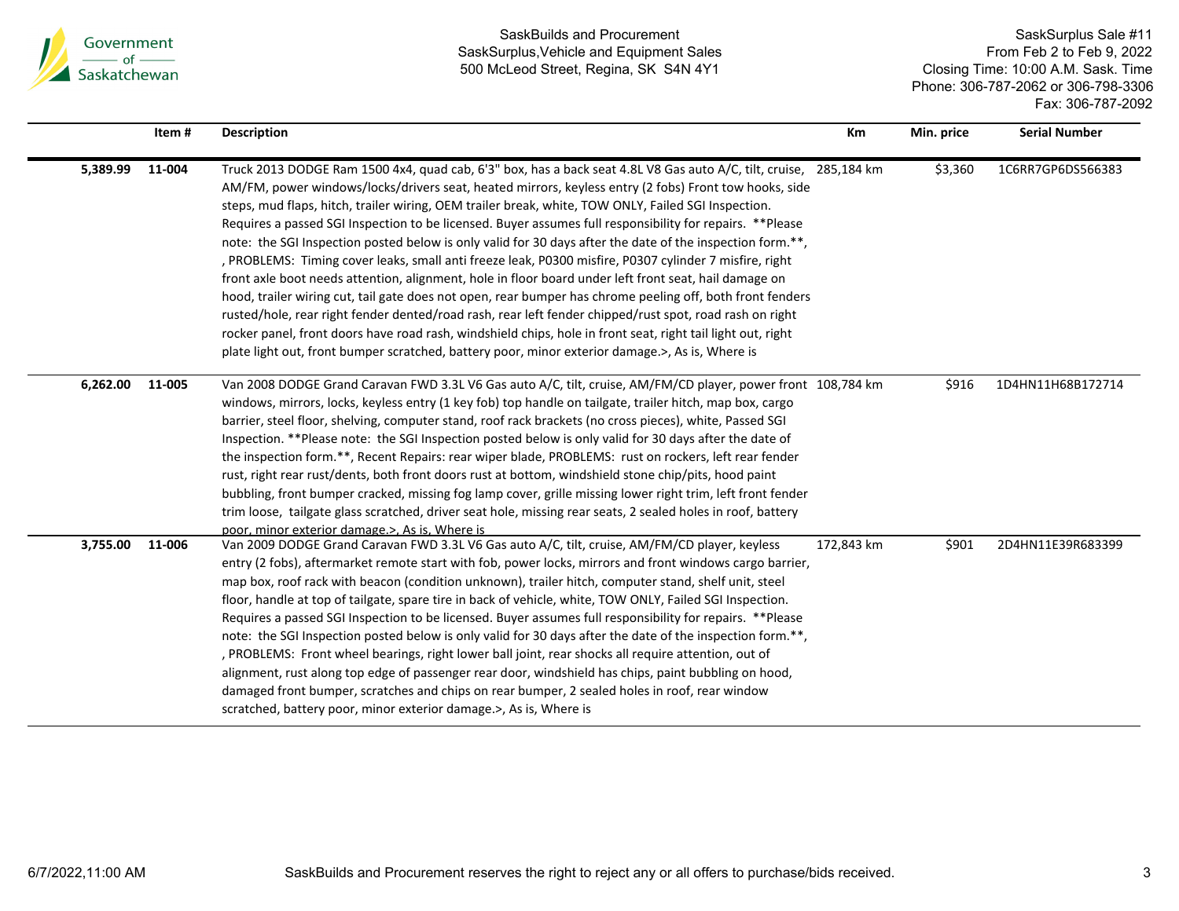| | Item # | Description | Km | Min. price | Serial Number |
|---|---|---|---|---|---|
| 5,389.99 | 11-004 | Truck 2013 DODGE Ram 1500 4x4, quad cab, 6'3" box, has a back seat 4.8L V8 Gas auto A/C, tilt, cruise, AM/FM, power windows/locks/drivers seat, heated mirrors, keyless entry (2 fobs) Front tow hooks, side steps, mud flaps, hitch, trailer wiring, OEM trailer break, white, TOW ONLY, Failed SGI Inspection. Requires a passed SGI Inspection to be licensed. Buyer assumes full responsibility for repairs. **Please note: the SGI Inspection posted below is only valid for 30 days after the date of the inspection form.**, , PROBLEMS: Timing cover leaks, small anti freeze leak, P0300 misfire, P0307 cylinder 7 misfire, right front axle boot needs attention, alignment, hole in floor board under left front seat, hail damage on hood, trailer wiring cut, tail gate does not open, rear bumper has chrome peeling off, both front fenders rusted/hole, rear right fender dented/road rash, rear left fender chipped/rust spot, road rash on right rocker panel, front doors have road rash, windshield chips, hole in front seat, right tail light out, right plate light out, front bumper scratched, battery poor, minor exterior damage.>, As is, Where is | 285,184 km | $3,360 | 1C6RR7GP6DS566383 |
| 6,262.00 | 11-005 | Van 2008 DODGE Grand Caravan FWD 3.3L V6 Gas auto A/C, tilt, cruise, AM/FM/CD player, power front windows, mirrors, locks, keyless entry (1 key fob) top handle on tailgate, trailer hitch, map box, cargo barrier, steel floor, shelving, computer stand, roof rack brackets (no cross pieces), white, Passed SGI Inspection. **Please note: the SGI Inspection posted below is only valid for 30 days after the date of the inspection form.**, Recent Repairs: rear wiper blade, PROBLEMS: rust on rockers, left rear fender rust, right rear rust/dents, both front doors rust at bottom, windshield stone chip/pits, hood paint bubbling, front bumper cracked, missing fog lamp cover, grille missing lower right trim, left front fender trim loose, tailgate glass scratched, driver seat hole, missing rear seats, 2 sealed holes in roof, battery poor, minor exterior damage.>, As is, Where is | 108,784 km | $916 | 1D4HN11H68B172714 |
| 3,755.00 | 11-006 | Van 2009 DODGE Grand Caravan FWD 3.3L V6 Gas auto A/C, tilt, cruise, AM/FM/CD player, keyless entry (2 fobs), aftermarket remote start with fob, power locks, mirrors and front windows cargo barrier, map box, roof rack with beacon (condition unknown), trailer hitch, computer stand, shelf unit, steel floor, handle at top of tailgate, spare tire in back of vehicle, white, TOW ONLY, Failed SGI Inspection. Requires a passed SGI Inspection to be licensed. Buyer assumes full responsibility for repairs. **Please note: the SGI Inspection posted below is only valid for 30 days after the date of the inspection form.**, , PROBLEMS: Front wheel bearings, right lower ball joint, rear shocks all require attention, out of alignment, rust along top edge of passenger rear door, windshield has chips, paint bubbling on hood, damaged front bumper, scratches and chips on rear bumper, 2 sealed holes in roof, rear window scratched, battery poor, minor exterior damage.>, As is, Where is | 172,843 km | $901 | 2D4HN11E39R683399 |

SaskBuilds and Procurement reserves the right to reject any or all offers to purchase/bids received.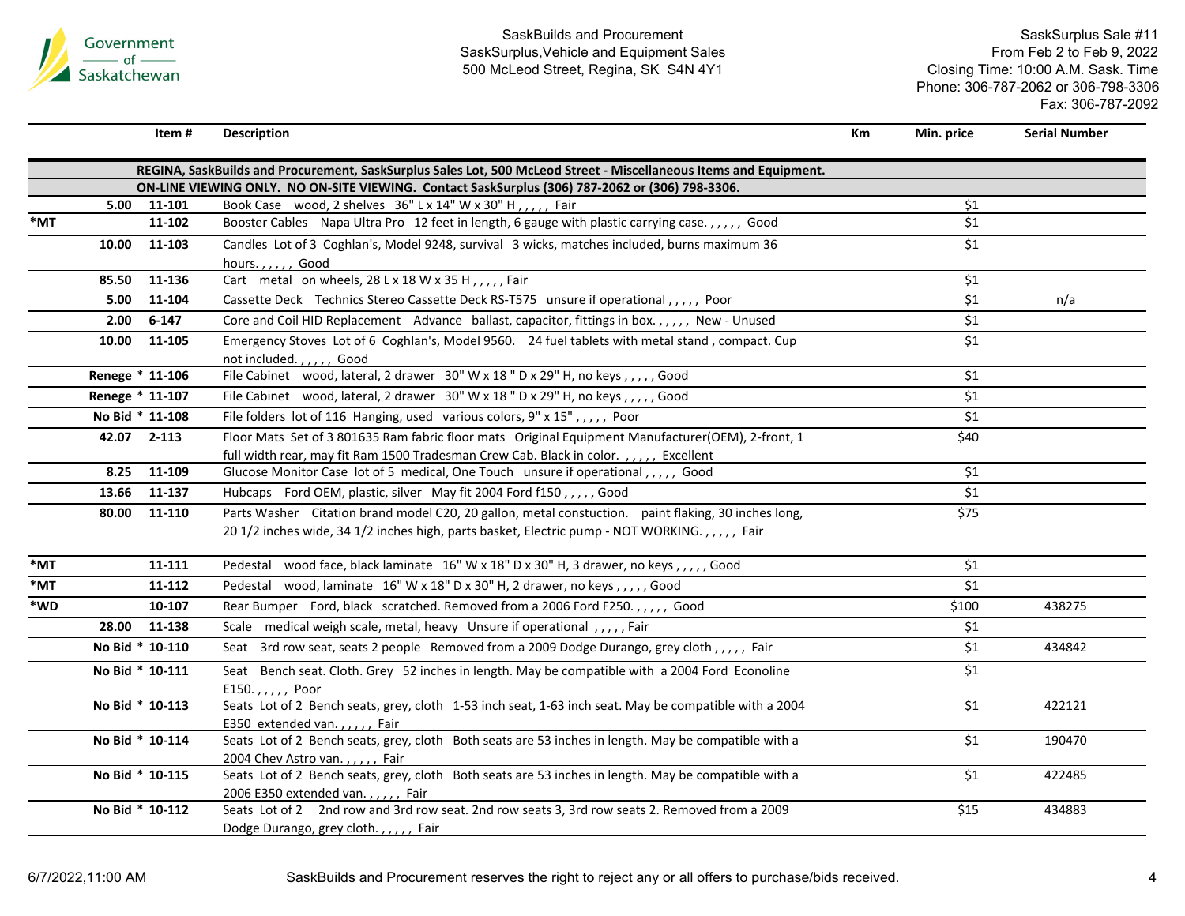Government of Saskatchewan

SaskBuilds and Procurement
SaskSurplus,Vehicle and Equipment Sales
500 McLeod Street, Regina, SK S4N 4Y1

SaskSurplus Sale #11
From Feb 2 to Feb 9, 2022
Closing Time: 10:00 A.M. Sask. Time
Phone: 306-787-2062 or 306-798-3306
Fax: 306-787-2092

| | | Item # | Description | Km | Min. price | Serial Number |
|---|---|---|---|---|---|---|
| | | | **REGINA, SaskBuilds and Procurement, SaskSurplus Sales Lot, 500 McLeod Street - Miscellaneous Items and Equipment.** | | | |
| | | | **ON-LINE VIEWING ONLY. NO ON-SITE VIEWING. Contact SaskSurplus (306) 787-2062 or (306) 798-3306.** | | | |
| | 5.00 | 11-101 | Book Case wood, 2 shelves 36" L x 14" W x 30" H , , , , , Fair | | $1 | |
| *MT | | 11-102 | Booster Cables Napa Ultra Pro 12 feet in length, 6 gauge with plastic carrying case. , , , , , Good | | $1 | |
| | 10.00 | 11-103 | Candles Lot of 3 Coghlan's, Model 9248, survival 3 wicks, matches included, burns maximum 36 hours. , , , , , Good | | $1 | |
| | 85.50 | 11-136 | Cart metal on wheels, 28 L x 18 W x 35 H , , , , , Fair | | $1 | |
| | 5.00 | 11-104 | Cassette Deck Technics Stereo Cassette Deck RS-T575 unsure if operational , , , , , Poor | | $1 | n/a |
| | 2.00 | 6-147 | Core and Coil HID Replacement Advance ballast, capacitor, fittings in box. , , , , , New - Unused | | $1 | |
| | 10.00 | 11-105 | Emergency Stoves Lot of 6 Coghlan's, Model 9560. 24 fuel tablets with metal stand , compact. Cup not included. , , , , , Good | | $1 | |
| | Renege * | 11-106 | File Cabinet wood, lateral, 2 drawer 30" W x 18 " D x 29" H, no keys , , , , , Good | | $1 | |
| | Renege * | 11-107 | File Cabinet wood, lateral, 2 drawer 30" W x 18 " D x 29" H, no keys , , , , , Good | | $1 | |
| | No Bid * | 11-108 | File folders lot of 116 Hanging, used various colors, 9" x 15" , , , , , Poor | | $1 | |
| | 42.07 | 2-113 | Floor Mats Set of 3 801635 Ram fabric floor mats Original Equipment Manufacturer(OEM), 2-front, 1 full width rear, may fit Ram 1500 Tradesman Crew Cab. Black in color. , , , , , Excellent | | $40 | |
| | 8.25 | 11-109 | Glucose Monitor Case lot of 5 medical, One Touch unsure if operational , , , , , Good | | $1 | |
| | 13.66 | 11-137 | Hubcaps Ford OEM, plastic, silver May fit 2004 Ford f150 , , , , , Good | | $1 | |
| | 80.00 | 11-110 | Parts Washer Citation brand model C20, 20 gallon, metal constuction. paint flaking, 30 inches long, 20 1/2 inches wide, 34 1/2 inches high, parts basket, Electric pump - NOT WORKING. , , , , , Fair | | $75 | |
| *MT | | 11-111 | Pedestal wood face, black laminate 16" W x 18" D x 30" H, 3 drawer, no keys , , , , , Good | | $1 | |
| *MT | | 11-112 | Pedestal wood, laminate 16" W x 18" D x 30" H, 2 drawer, no keys , , , , , Good | | $1 | |
| *WD | | 10-107 | Rear Bumper Ford, black scratched. Removed from a 2006 Ford F250. , , , , , Good | | $100 | 438275 |
| | 28.00 | 11-138 | Scale medical weigh scale, metal, heavy Unsure if operational , , , , , Fair | | $1 | |
| | No Bid * | 10-110 | Seat 3rd row seat, seats 2 people Removed from a 2009 Dodge Durango, grey cloth , , , , , Fair | | $1 | 434842 |
| | No Bid * | 10-111 | Seat Bench seat. Cloth. Grey 52 inches in length. May be compatible with a 2004 Ford Econoline E150. , , , , , Poor | | $1 | |
| | No Bid * | 10-113 | Seats Lot of 2 Bench seats, grey, cloth 1-53 inch seat, 1-63 inch seat. May be compatible with a 2004 E350 extended van. , , , , , Fair | | $1 | 422121 |
| | No Bid * | 10-114 | Seats Lot of 2 Bench seats, grey, cloth Both seats are 53 inches in length. May be compatible with a 2004 Chev Astro van. , , , , , Fair | | $1 | 190470 |
| | No Bid * | 10-115 | Seats Lot of 2 Bench seats, grey, cloth Both seats are 53 inches in length. May be compatible with a 2006 E350 extended van. , , , , , Fair | | $1 | 422485 |
| | No Bid * | 10-112 | Seats Lot of 2 2nd row and 3rd row seat. 2nd row seats 3, 3rd row seats 2. Removed from a 2009 Dodge Durango, grey cloth. , , , , , Fair | | $15 | 434883 |

6/7/2022,11:00 AM

SaskBuilds and Procurement reserves the right to reject any or all offers to purchase/bids received.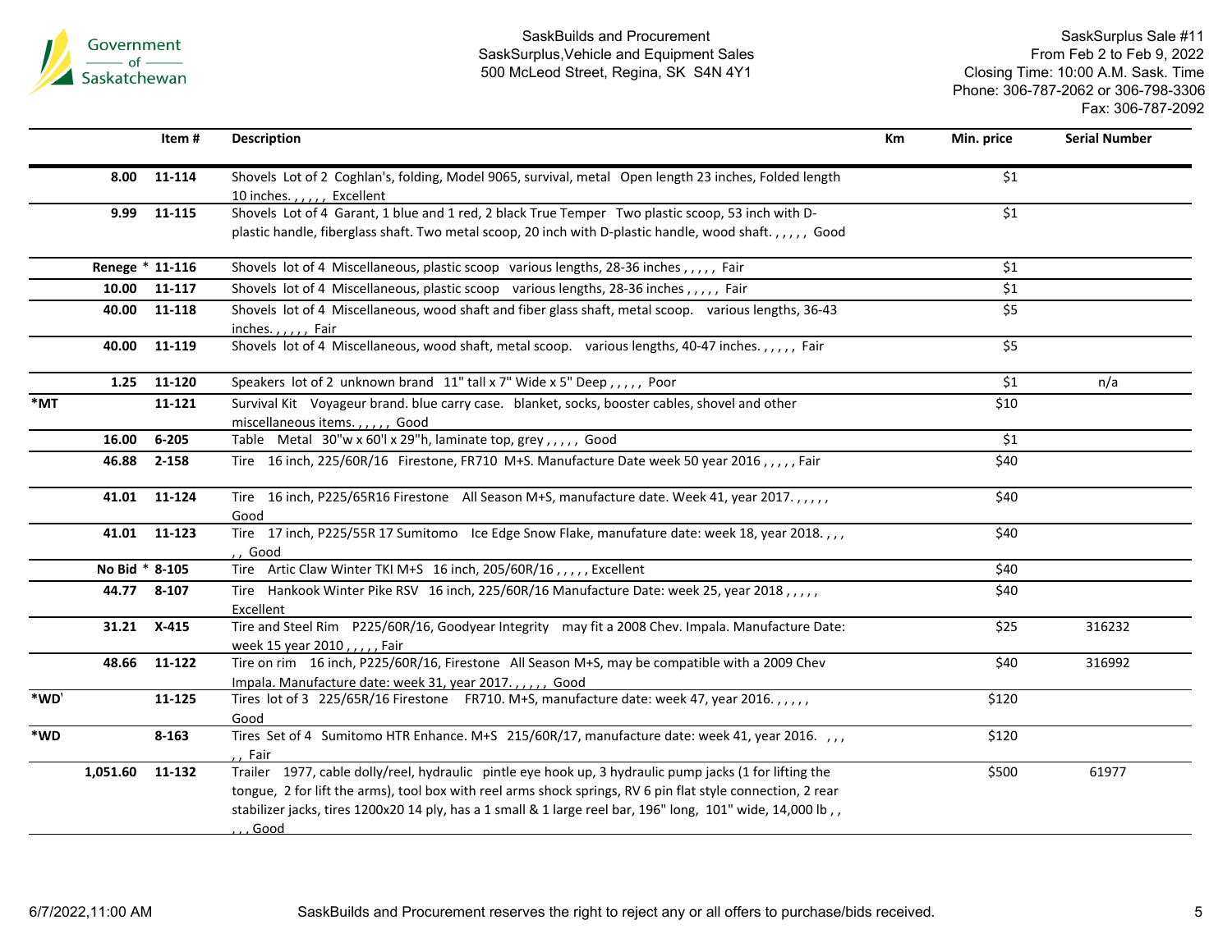| | Item # | Description | Km | Min. price | Serial Number |
|---|---|---|---|---|---|
| 8.00 | 11-114 | Shovels Lot of 2 Coghlan's, folding, Model 9065, survival, metal Open length 23 inches, Folded length 10 inches. , , , , , Excellent | | $1 | |
| 9.99 | 11-115 | Shovels Lot of 4 Garant, 1 blue and 1 red, 2 black True Temper Two plastic scoop, 53 inch with D-plastic handle, fiberglass shaft. Two metal scoop, 20 inch with D-plastic handle, wood shaft. , , , , , Good | | $1 | |
| Renege * | 11-116 | Shovels lot of 4 Miscellaneous, plastic scoop various lengths, 28-36 inches , , , , , Fair | | $1 | |
| 10.00 | 11-117 | Shovels lot of 4 Miscellaneous, plastic scoop various lengths, 28-36 inches , , , , , Fair | | $1 | |
| 40.00 | 11-118 | Shovels lot of 4 Miscellaneous, wood shaft and fiber glass shaft, metal scoop. various lengths, 36-43 inches. , , , , , Fair | | $5 | |
| 40.00 | 11-119 | Shovels lot of 4 Miscellaneous, wood shaft, metal scoop. various lengths, 40-47 inches. , , , , , Fair | | $5 | |
| 1.25 | 11-120 | Speakers lot of 2 unknown brand 11" tall x 7" Wide x 5" Deep , , , , , Poor | | $1 | n/a |
| *MT | 11-121 | Survival Kit Voyageur brand. blue carry case. blanket, socks, booster cables, shovel and other miscellaneous items. , , , , , Good | | $10 | |
| 16.00 | 6-205 | Table Metal 30"w x 60'l x 29"h, laminate top, grey , , , , , Good | | $1 | |
| 46.88 | 2-158 | Tire 16 inch, 225/60R/16 Firestone, FR710 M+S. Manufacture Date week 50 year 2016 , , , , , Fair | | $40 | |
| 41.01 | 11-124 | Tire 16 inch, P225/65R16 Firestone All Season M+S, manufacture date. Week 41, year 2017. , , , , , Good | | $40 | |
| 41.01 | 11-123 | Tire 17 inch, P225/55R 17 Sumitomo Ice Edge Snow Flake, manufature date: week 18, year 2018. , , , , , Good | | $40 | |
| No Bid * | 8-105 | Tire Artic Claw Winter TKI M+S 16 inch, 205/60R/16 , , , , , Excellent | | $40 | |
| 44.77 | 8-107 | Tire Hankook Winter Pike RSV 16 inch, 225/60R/16 Manufacture Date: week 25, year 2018 , , , , , Excellent | | $40 | |
| 31.21 | X-415 | Tire and Steel Rim P225/60R/16, Goodyear Integrity may fit a 2008 Chev. Impala. Manufacture Date: week 15 year 2010 , , , , , Fair | | $25 | 316232 |
| 48.66 | 11-122 | Tire on rim 16 inch, P225/60R/16, Firestone All Season M+S, may be compatible with a 2009 Chev Impala. Manufacture date: week 31, year 2017. , , , , , Good | | $40 | 316992 |
| *WD' | 11-125 | Tires lot of 3 225/65R/16 Firestone FR710. M+S, manufacture date: week 47, year 2016. , , , , , Good | | $120 | |
| *WD | 8-163 | Tires Set of 4 Sumitomo HTR Enhance. M+S 215/60R/17, manufacture date: week 41, year 2016. , , , , , Fair | | $120 | |
| 1,051.60 | 11-132 | Trailer 1977, cable dolly/reel, hydraulic pintle eye hook up, 3 hydraulic pump jacks (1 for lifting the tongue, 2 for lift the arms), tool box with reel arms shock springs, RV 6 pin flat style connection, 2 rear stabilizer jacks, tires 1200x20 14 ply, has a 1 small & 1 large reel bar, 196" long, 101" wide, 14,000 lb , , , , , Good | | $500 | 61977 |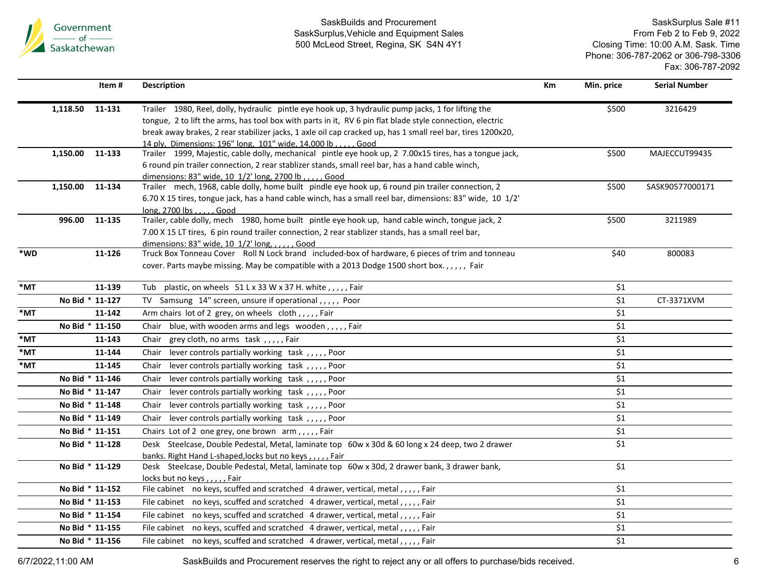Government of Saskatchewan

SaskBuilds and Procurement
SaskSurplus,Vehicle and Equipment Sales
500 McLeod Street, Regina, SK S4N 4Y1

SaskSurplus Sale #11
From Feb 2 to Feb 9, 2022
Closing Time: 10:00 A.M. Sask. Time
Phone: 306-787-2062 or 306-798-3306
Fax: 306-787-2092

| | | Item # | Description | Km | Min. price | Serial Number |
|---|---|---|---|---|---|---|
| | 1,118.50 | 11-131 | Trailer 1980, Reel, dolly, hydraulic pintle eye hook up, 3 hydraulic pump jacks, 1 for lifting the tongue, 2 to lift the arms, has tool box with parts in it, RV 6 pin flat blade style connection, electric break away brakes, 2 rear stabilizer jacks, 1 axle oil cap cracked up, has 1 small reel bar, tires 1200x20, 14 ply, Dimensions: 196" long, 101" wide, 14,000 lb , , , , , Good | | $500 | 3216429 |
| | 1,150.00 | 11-133 | Trailer 1999, Majestic, cable dolly, mechanical pintle eye hook up, 2 7.00x15 tires, has a tongue jack, 6 round pin trailer connection, 2 rear stablizer stands, small reel bar, has a hand cable winch, dimensions: 83" wide, 10 1/2' long, 2700 lb , , , , , Good | | $500 | MAJECCUT99435 |
| | 1,150.00 | 11-134 | Trailer mech, 1968, cable dolly, home built pindle eye hook up, 6 round pin trailer connection, 2 6.70 X 15 tires, tongue jack, has a hand cable winch, has a small reel bar, dimensions: 83" wide, 10 1/2' long, 2700 lbs , , , , , Good | | $500 | SASK90577000171 |
| | 996.00 | 11-135 | Trailer, cable dolly, mech 1980, home built pintle eye hook up, hand cable winch, tongue jack, 2 7.00 X 15 LT tires, 6 pin round trailer connection, 2 rear stablizer stands, has a small reel bar, dimensions: 83" wide, 10 1/2' long, , , , , , Good | | $500 | 3211989 |
| *WD | | 11-126 | Truck Box Tonneau Cover Roll N Lock brand included-box of hardware, 6 pieces of trim and tonneau cover. Parts maybe missing. May be compatible with a 2013 Dodge 1500 short box. , , , , , Fair | | $40 | 800083 |
| *MT | | 11-139 | Tub plastic, on wheels 51 L x 33 W x 37 H. white , , , , , Fair | | $1 | |
| | No Bid * | 11-127 | TV Samsung 14" screen, unsure if operational , , , , , Poor | | $1 | CT-3371XVM |
| *MT | | 11-142 | Arm chairs lot of 2 grey, on wheels cloth , , , , , Fair | | $1 | |
| | No Bid * | 11-150 | Chair blue, with wooden arms and legs wooden , , , , , Fair | | $1 | |
| *MT | | 11-143 | Chair grey cloth, no arms task , , , , , Fair | | $1 | |
| *MT | | 11-144 | Chair lever controls partially working task , , , , , Poor | | $1 | |
| *MT | | 11-145 | Chair lever controls partially working task , , , , , Poor | | $1 | |
| | No Bid * | 11-146 | Chair lever controls partially working task , , , , , Poor | | $1 | |
| | No Bid * | 11-147 | Chair lever controls partially working task , , , , , Poor | | $1 | |
| | No Bid * | 11-148 | Chair lever controls partially working task , , , , , Poor | | $1 | |
| | No Bid * | 11-149 | Chair lever controls partially working task , , , , , Poor | | $1 | |
| | No Bid * | 11-151 | Chairs Lot of 2 one grey, one brown arm , , , , , Fair | | $1 | |
| | No Bid * | 11-128 | Desk Steelcase, Double Pedestal, Metal, laminate top 60w x 30d & 60 long x 24 deep, two 2 drawer banks. Right Hand L-shaped,locks but no keys , , , , , Fair | | $1 | |
| | No Bid * | 11-129 | Desk Steelcase, Double Pedestal, Metal, laminate top 60w x 30d, 2 drawer bank, 3 drawer bank, locks but no keys , , , , , Fair | | $1 | |
| | No Bid * | 11-152 | File cabinet no keys, scuffed and scratched 4 drawer, vertical, metal , , , , , Fair | | $1 | |
| | No Bid * | 11-153 | File cabinet no keys, scuffed and scratched 4 drawer, vertical, metal , , , , , Fair | | $1 | |
| | No Bid * | 11-154 | File cabinet no keys, scuffed and scratched 4 drawer, vertical, metal , , , , , Fair | | $1 | |
| | No Bid * | 11-155 | File cabinet no keys, scuffed and scratched 4 drawer, vertical, metal , , , , , Fair | | $1 | |
| | No Bid * | 11-156 | File cabinet no keys, scuffed and scratched 4 drawer, vertical, metal , , , , , Fair | | $1 | |

SaskBuilds and Procurement reserves the right to reject any or all offers to purchase/bids received.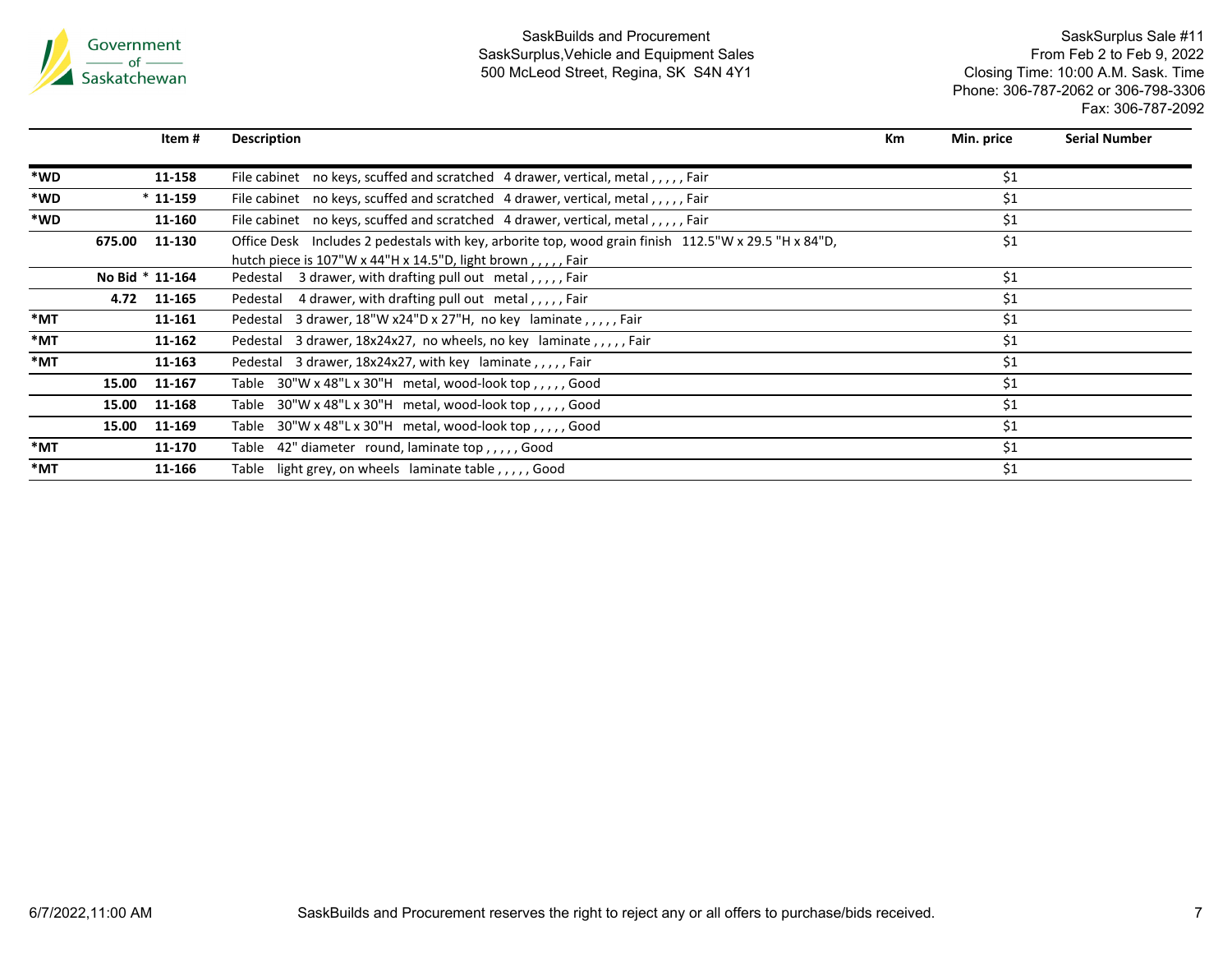Government of Saskatchewan

SaskBuilds and Procurement
SaskSurplus,Vehicle and Equipment Sales
500 McLeod Street, Regina, SK S4N 4Y1

SaskSurplus Sale #11
From Feb 2 to Feb 9, 2022
Closing Time: 10:00 A.M. Sask. Time
Phone: 306-787-2062 or 306-798-3306
Fax: 306-787-2092

| | | Item # | Description | Km | Min. price | Serial Number |
|---|---|---|---|---|---|---|
| *WD | | 11-158 | File cabinet no keys, scuffed and scratched 4 drawer, vertical, metal , , , , , Fair | | $1 | |
| *WD | | * 11-159 | File cabinet no keys, scuffed and scratched 4 drawer, vertical, metal , , , , , Fair | | $1 | |
| *WD | | 11-160 | File cabinet no keys, scuffed and scratched 4 drawer, vertical, metal , , , , , Fair | | $1 | |
| | 675.00 | 11-130 | Office Desk Includes 2 pedestals with key, arborite top, wood grain finish 112.5"W x 29.5 "H x 84"D, hutch piece is 107"W x 44"H x 14.5"D, light brown , , , , , Fair | | $1 | |
| | No Bid | * 11-164 | Pedestal 3 drawer, with drafting pull out metal , , , , , Fair | | $1 | |
| | 4.72 | 11-165 | Pedestal 4 drawer, with drafting pull out metal , , , , , Fair | | $1 | |
| *MT | | 11-161 | Pedestal 3 drawer, 18"W x24"D x 27"H, no key laminate , , , , , Fair | | $1 | |
| *MT | | 11-162 | Pedestal 3 drawer, 18x24x27, no wheels, no key laminate , , , , , Fair | | $1 | |
| *MT | | 11-163 | Pedestal 3 drawer, 18x24x27, with key laminate , , , , , Fair | | $1 | |
| | 15.00 | 11-167 | Table 30"W x 48"L x 30"H metal, wood-look top , , , , , Good | | $1 | |
| | 15.00 | 11-168 | Table 30"W x 48"L x 30"H metal, wood-look top , , , , , Good | | $1 | |
| | 15.00 | 11-169 | Table 30"W x 48"L x 30"H metal, wood-look top , , , , , Good | | $1 | |
| *MT | | 11-170 | Table 42" diameter round, laminate top , , , , , Good | | $1 | |
| *MT | | 11-166 | Table light grey, on wheels laminate table , , , , , Good | | $1 | |

6/7/2022,11:00 AM

SaskBuilds and Procurement reserves the right to reject any or all offers to purchase/bids received.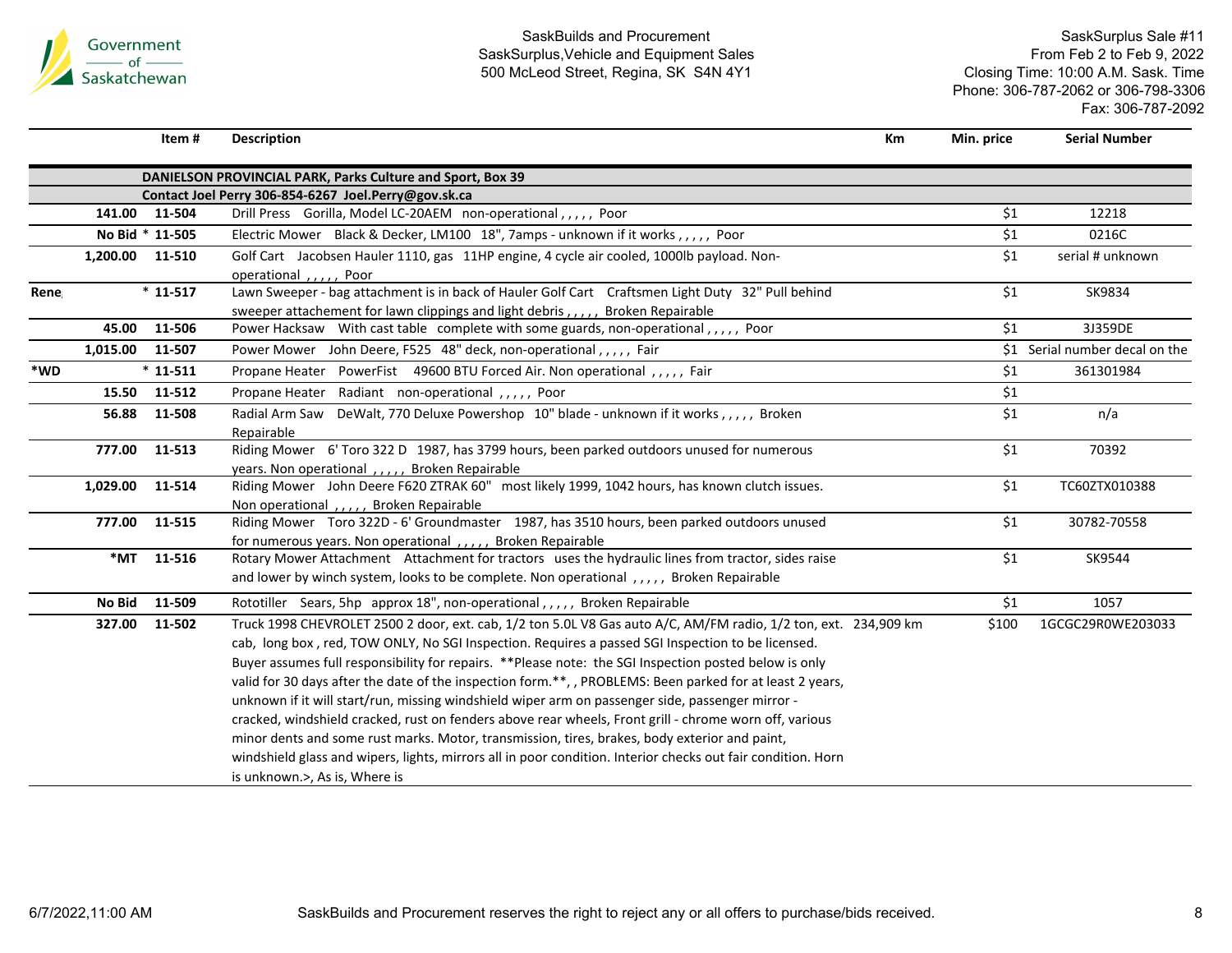SaskBuilds and Procurement
SaskSurplus,Vehicle and Equipment Sales
500 McLeod Street, Regina, SK S4N 4Y1

SaskSurplus Sale #11
From Feb 2 to Feb 9, 2022
Closing Time: 10:00 A.M. Sask. Time
Phone: 306-787-2062 or 306-798-3306
Fax: 306-787-2092

| | | Item # | Description | Km | Min. price | Serial Number |
|---|---|---|---|---|---|---|
| | | | **DANIELSON PROVINCIAL PARK, Parks Culture and Sport, Box 39** | | | |
| | | | **Contact Joel Perry 306-854-6267 Joel.Perry@gov.sk.ca** | | | |
| | 141.00 | 11-504 | Drill Press Gorilla, Model LC-20AEM non-operational , , , , , Poor | | $1 | 12218 |
| | No Bid | * 11-505 | Electric Mower Black & Decker, LM100 18", 7amps - unknown if it works , , , , , Poor | | $1 | 0216C |
| | 1,200.00 | 11-510 | Golf Cart Jacobsen Hauler 1110, gas 11HP engine, 4 cycle air cooled, 1000lb payload. Non-operational , , , , , Poor | | $1 | serial # unknown |
| Rene | | * 11-517 | Lawn Sweeper - bag attachment is in back of Hauler Golf Cart Craftsmen Light Duty 32" Pull behind sweeper attachement for lawn clippings and light debris , , , , , Broken Repairable | | $1 | SK9834 |
| | 45.00 | 11-506 | Power Hacksaw With cast table complete with some guards, non-operational , , , , , Poor | | $1 | 3J359DE |
| | 1,015.00 | 11-507 | Power Mower John Deere, F525 48" deck, non-operational , , , , , Fair | | $1 | Serial number decal on the |
| *WD | | * 11-511 | Propane Heater PowerFist 49600 BTU Forced Air. Non operational , , , , , Fair | | $1 | 361301984 |
| | 15.50 | 11-512 | Propane Heater Radiant non-operational , , , , , Poor | | $1 | |
| | 56.88 | 11-508 | Radial Arm Saw DeWalt, 770 Deluxe Powershop 10" blade - unknown if it works , , , , , Broken Repairable | | $1 | n/a |
| | 777.00 | 11-513 | Riding Mower 6' Toro 322 D 1987, has 3799 hours, been parked outdoors unused for numerous years. Non operational , , , , , Broken Repairable | | $1 | 70392 |
| | 1,029.00 | 11-514 | Riding Mower John Deere F620 ZTRAK 60" most likely 1999, 1042 hours, has known clutch issues. Non operational , , , , , Broken Repairable | | $1 | TC60ZTX010388 |
| | 777.00 | 11-515 | Riding Mower Toro 322D - 6' Groundmaster 1987, has 3510 hours, been parked outdoors unused for numerous years. Non operational , , , , , Broken Repairable | | $1 | 30782-70558 |
| | *MT | 11-516 | Rotary Mower Attachment Attachment for tractors uses the hydraulic lines from tractor, sides raise and lower by winch system, looks to be complete. Non operational , , , , , Broken Repairable | | $1 | SK9544 |
| | No Bid | 11-509 | Rototiller Sears, 5hp approx 18", non-operational , , , , , Broken Repairable | | $1 | 1057 |
| | 327.00 | 11-502 | Truck 1998 CHEVROLET 2500 2 door, ext. cab, 1/2 ton 5.0L V8 Gas auto A/C, AM/FM radio, 1/2 ton, ext. cab, long box , red, TOW ONLY, No SGI Inspection. Requires a passed SGI Inspection to be licensed. Buyer assumes full responsibility for repairs. **Please note: the SGI Inspection posted below is only valid for 30 days after the date of the inspection form.**, , PROBLEMS: Been parked for at least 2 years, unknown if it will start/run, missing windshield wiper arm on passenger side, passenger mirror - cracked, windshield cracked, rust on fenders above rear wheels, Front grill - chrome worn off, various minor dents and some rust marks. Motor, transmission, tires, brakes, body exterior and paint, windshield glass and wipers, lights, mirrors all in poor condition. Interior checks out fair condition. Horn is unknown.>, As is, Where is | 234,909 km | $100 | 1GCGC29R0WE203033 |

SaskBuilds and Procurement reserves the right to reject any or all offers to purchase/bids received.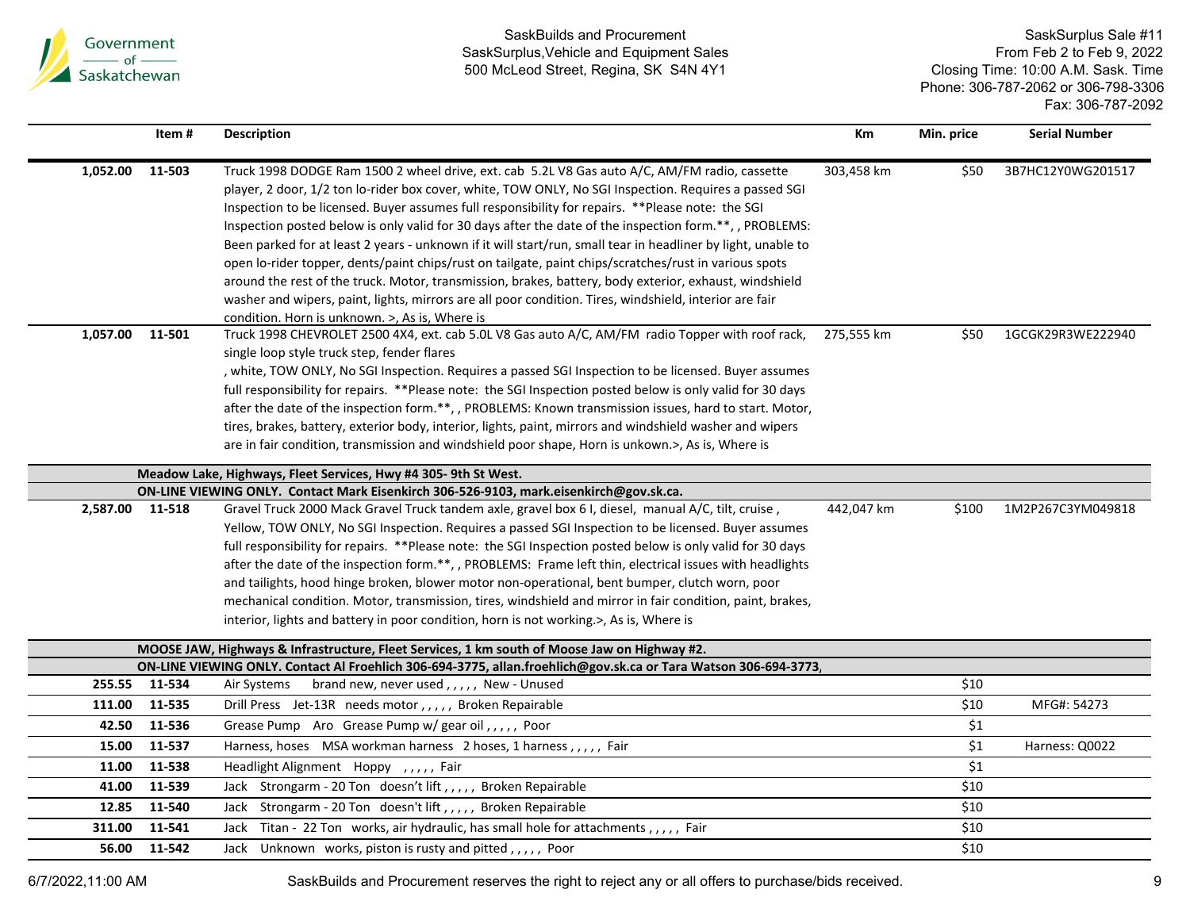| | Item # | Description | Km | Min. price | Serial Number |
|---|---|---|---|---|---|
| 1,052.00 | 11-503 | Truck 1998 DODGE Ram 1500 2 wheel drive, ext. cab 5.2L V8 Gas auto A/C, AM/FM radio, cassette player, 2 door, 1/2 ton lo-rider box cover, white, TOW ONLY, No SGI Inspection. Requires a passed SGI Inspection to be licensed. Buyer assumes full responsibility for repairs. **Please note: the SGI Inspection posted below is only valid for 30 days after the date of the inspection form.**, , PROBLEMS: Been parked for at least 2 years - unknown if it will start/run, small tear in headliner by light, unable to open lo-rider topper, dents/paint chips/rust on tailgate, paint chips/scratches/rust in various spots around the rest of the truck. Motor, transmission, brakes, battery, body exterior, exhaust, windshield washer and wipers, paint, lights, mirrors are all poor condition. Tires, windshield, interior are fair condition. Horn is unknown. >, As is, Where is | 303,458 km | $50 | 3B7HC12Y0WG201517 |
| 1,057.00 | 11-501 | Truck 1998 CHEVROLET 2500 4X4, ext. cab 5.0L V8 Gas auto A/C, AM/FM radio Topper with roof rack, single loop style truck step, fender flares , white, TOW ONLY, No SGI Inspection. Requires a passed SGI Inspection to be licensed. Buyer assumes full responsibility for repairs. **Please note: the SGI Inspection posted below is only valid for 30 days after the date of the inspection form.**, , PROBLEMS: Known transmission issues, hard to start. Motor, tires, brakes, battery, exterior body, interior, lights, paint, mirrors and windshield washer and wipers are in fair condition, transmission and windshield poor shape, Horn is unkown.>, As is, Where is | 275,555 km | $50 | 1GCGK29R3WE222940 |
| | **Meadow Lake, Highways, Fleet Services, Hwy #4 305- 9th St West.** | | | | |
| | **ON-LINE VIEWING ONLY. Contact Mark Eisenkirch 306-526-9103, mark.eisenkirch@gov.sk.ca.** | | | | |
| 2,587.00 | 11-518 | Gravel Truck 2000 Mack Gravel Truck tandem axle, gravel box 6 I, diesel, manual A/C, tilt, cruise , Yellow, TOW ONLY, No SGI Inspection. Requires a passed SGI Inspection to be licensed. Buyer assumes full responsibility for repairs. **Please note: the SGI Inspection posted below is only valid for 30 days after the date of the inspection form.**, , PROBLEMS: Frame left thin, electrical issues with headlights and tailights, hood hinge broken, blower motor non-operational, bent bumper, clutch worn, poor mechanical condition. Motor, transmission, tires, windshield and mirror in fair condition, paint, brakes, interior, lights and battery in poor condition, horn is not working.>, As is, Where is | 442,047 km | $100 | 1M2P267C3YM049818 |
| | **MOOSE JAW, Highways & Infrastructure, Fleet Services, 1 km south of Moose Jaw on Highway #2.** | | | | |
| | **ON-LINE VIEWING ONLY. Contact Al Froehlich 306-694-3775, allan.froehlich@gov.sk.ca or Tara Watson 306-694-3773,** | | | | |
| 255.55 | 11-534 | Air Systems brand new, never used , , , , , New - Unused | | $10 | |
| 111.00 | 11-535 | Drill Press Jet-13R needs motor , , , , , Broken Repairable | | $10 | MFG#: 54273 |
| 42.50 | 11-536 | Grease Pump Aro Grease Pump w/ gear oil , , , , , Poor | | $1 | |
| 15.00 | 11-537 | Harness, hoses MSA workman harness 2 hoses, 1 harness , , , , , Fair | | $1 | Harness: Q0022 |
| 11.00 | 11-538 | Headlight Alignment Hoppy , , , , , Fair | | $1 | |
| 41.00 | 11-539 | Jack Strongarm - 20 Ton doesn't lift , , , , , Broken Repairable | | $10 | |
| 12.85 | 11-540 | Jack Strongarm - 20 Ton doesn't lift , , , , , Broken Repairable | | $10 | |
| 311.00 | 11-541 | Jack Titan - 22 Ton works, air hydraulic, has small hole for attachments , , , , , Fair | | $10 | |
| 56.00 | 11-542 | Jack Unknown works, piston is rusty and pitted , , , , , Poor | | $10 | |

SaskBuilds and Procurement reserves the right to reject any or all offers to purchase/bids received.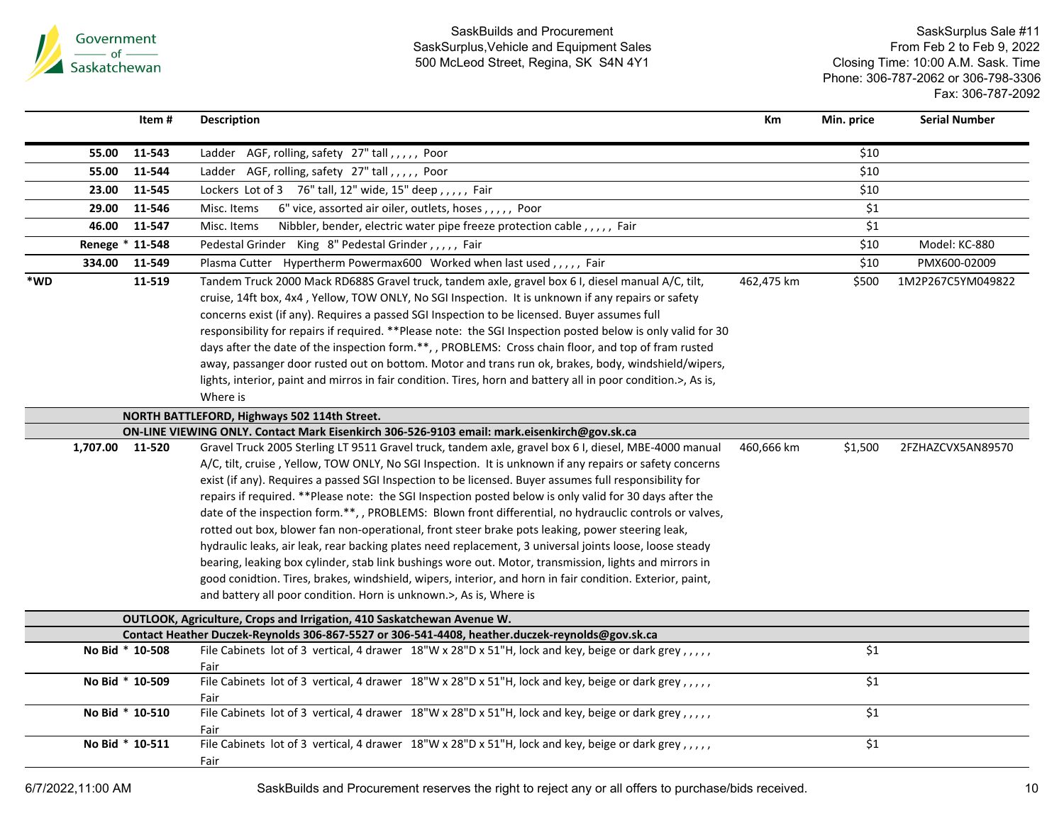| | Item # | Description | Km | Min. price | Serial Number |
|---|---|---|---|---|---|
| 55.00 | 11-543 | Ladder AGF, rolling, safety 27" tall , , , , , Poor | | $10 | |
| 55.00 | 11-544 | Ladder AGF, rolling, safety 27" tall , , , , , Poor | | $10 | |
| 23.00 | 11-545 | Lockers Lot of 3 76" tall, 12" wide, 15" deep , , , , , Fair | | $10 | |
| 29.00 | 11-546 | Misc. Items 6" vice, assorted air oiler, outlets, hoses , , , , , Poor | | $1 | |
| 46.00 | 11-547 | Misc. Items Nibbler, bender, electric water pipe freeze protection cable , , , , , Fair | | $1 | |
| Renege * | 11-548 | Pedestal Grinder King 8" Pedestal Grinder , , , , , Fair | | $10 | Model: KC-880 |
| 334.00 | 11-549 | Plasma Cutter Hypertherm Powermax600 Worked when last used , , , , , Fair | | $10 | PMX600-02009 |
| *WD | 11-519 | Tandem Truck 2000 Mack RD688S Gravel truck, tandem axle, gravel box 6 I, diesel manual A/C, tilt, cruise, 14ft box, 4x4 , Yellow, TOW ONLY, No SGI Inspection. It is unknown if any repairs or safety concerns exist (if any). Requires a passed SGI Inspection to be licensed. Buyer assumes full responsibility for repairs if required. **Please note: the SGI Inspection posted below is only valid for 30 days after the date of the inspection form.**, , PROBLEMS: Cross chain floor, and top of fram rusted away, passanger door rusted out on bottom. Motor and trans run ok, brakes, body, windshield/wipers, lights, interior, paint and mirros in fair condition. Tires, horn and battery all in poor condition.>, As is, Where is | 462,475 km | $500 | 1M2P267C5YM049822 |
| | **NORTH BATTLEFORD, Highways 502 114th Street.** | | | | |
| | **ON-LINE VIEWING ONLY. Contact Mark Eisenkirch 306-526-9103 email: mark.eisenkirch@gov.sk.ca** | | | | |
| 1,707.00 | 11-520 | Gravel Truck 2005 Sterling LT 9511 Gravel truck, tandem axle, gravel box 6 I, diesel, MBE-4000 manual A/C, tilt, cruise , Yellow, TOW ONLY, No SGI Inspection. It is unknown if any repairs or safety concerns exist (if any). Requires a passed SGI Inspection to be licensed. Buyer assumes full responsibility for repairs if required. **Please note: the SGI Inspection posted below is only valid for 30 days after the date of the inspection form.**, , PROBLEMS: Blown front differential, no hydrauclic controls or valves, rotted out box, blower fan non-operational, front steer brake pots leaking, power steering leak, hydraulic leaks, air leak, rear backing plates need replacement, 3 universal joints loose, loose steady bearing, leaking box cylinder, stab link bushings wore out. Motor, transmission, lights and mirrors in good conidtion. Tires, brakes, windshield, wipers, interior, and horn in fair condition. Exterior, paint, and battery all poor condition. Horn is unknown.>, As is, Where is | 460,666 km | $1,500 | 2FZHAZCVX5AN89570 |
| | **OUTLOOK, Agriculture, Crops and Irrigation, 410 Saskatchewan Avenue W.** | | | | |
| | **Contact Heather Duczek-Reynolds 306-867-5527 or 306-541-4408, heather.duczek-reynolds@gov.sk.ca** | | | | |
| No Bid * | 10-508 | File Cabinets lot of 3 vertical, 4 drawer 18"W x 28"D x 51"H, lock and key, beige or dark grey , , , , , Fair | | $1 | |
| No Bid * | 10-509 | File Cabinets lot of 3 vertical, 4 drawer 18"W x 28"D x 51"H, lock and key, beige or dark grey , , , , , Fair | | $1 | |
| No Bid * | 10-510 | File Cabinets lot of 3 vertical, 4 drawer 18"W x 28"D x 51"H, lock and key, beige or dark grey , , , , , Fair | | $1 | |
| No Bid * | 10-511 | File Cabinets lot of 3 vertical, 4 drawer 18"W x 28"D x 51"H, lock and key, beige or dark grey , , , , , Fair | | $1 | |

SaskBuilds and Procurement reserves the right to reject any or all offers to purchase/bids received.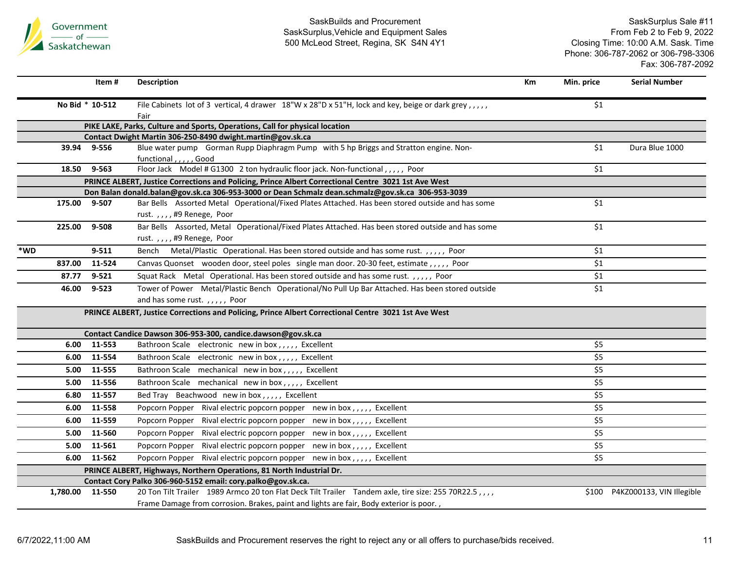| | Item # | Description | Km | Min. price | Serial Number |
|---|---|---|---|---|---|
| No Bid | * 10-512 | File Cabinets lot of 3 vertical, 4 drawer 18"W x 28"D x 51"H, lock and key, beige or dark grey , , , , , Fair | | $1 | |
| | | **PIKE LAKE, Parks, Culture and Sports, Operations, Call for physical location** | | | |
| | | **Contact Dwight Martin 306-250-8490 dwight.martin@gov.sk.ca** | | | |
| 39.94 | 9-556 | Blue water pump Gorman Rupp Diaphragm Pump with 5 hp Briggs and Stratton engine. Non-functional , , , , , Good | | $1 | Dura Blue 1000 |
| 18.50 | 9-563 | Floor Jack Model # G1300 2 ton hydraulic floor jack. Non-functional , , , , , Poor | | $1 | |
| | | **PRINCE ALBERT, Justice Corrections and Policing, Prince Albert Correctional Centre 3021 1st Ave West** | | | |
| | | **Don Balan donald.balan@gov.sk.ca 306-953-3000 or Dean Schmalz dean.schmalz@gov.sk.ca 306-953-3039** | | | |
| 175.00 | 9-507 | Bar Bells Assorted Metal Operational/Fixed Plates Attached. Has been stored outside and has some rust. , , , , #9 Renege, Poor | | $1 | |
| 225.00 | 9-508 | Bar Bells Assorted, Metal Operational/Fixed Plates Attached. Has been stored outside and has some rust. , , , , #9 Renege, Poor | | $1 | |
| *WD | 9-511 | Bench Metal/Plastic Operational. Has been stored outside and has some rust. , , , , , Poor | | $1 | |
| 837.00 | 11-524 | Canvas Quonset wooden door, steel poles single man door. 20-30 feet, estimate , , , , , Poor | | $1 | |
| 87.77 | 9-521 | Squat Rack Metal Operational. Has been stored outside and has some rust. , , , , , Poor | | $1 | |
| 46.00 | 9-523 | Tower of Power Metal/Plastic Bench Operational/No Pull Up Bar Attached. Has been stored outside and has some rust. , , , , , Poor | | $1 | |
| | | **PRINCE ALBERT, Justice Corrections and Policing, Prince Albert Correctional Centre 3021 1st Ave West** | | | |
| | | **Contact Candice Dawson 306-953-300, candice.dawson@gov.sk.ca** | | | |
| 6.00 | 11-553 | Bathroom Scale electronic new in box , , , , , Excellent | | $5 | |
| 6.00 | 11-554 | Bathroom Scale electronic new in box , , , , , Excellent | | $5 | |
| 5.00 | 11-555 | Bathroom Scale mechanical new in box , , , , , Excellent | | $5 | |
| 5.00 | 11-556 | Bathroom Scale mechanical new in box , , , , , Excellent | | $5 | |
| 6.80 | 11-557 | Bed Tray Beachwood new in box , , , , , Excellent | | $5 | |
| 6.00 | 11-558 | Popcorn Popper Rival electric popcorn popper new in box , , , , , Excellent | | $5 | |
| 6.00 | 11-559 | Popcorn Popper Rival electric popcorn popper new in box , , , , , Excellent | | $5 | |
| 5.00 | 11-560 | Popcorn Popper Rival electric popcorn popper new in box , , , , , Excellent | | $5 | |
| 5.00 | 11-561 | Popcorn Popper Rival electric popcorn popper new in box , , , , , Excellent | | $5 | |
| 6.00 | 11-562 | Popcorn Popper Rival electric popcorn popper new in box , , , , , Excellent | | $5 | |
| | | **PRINCE ALBERT, Highways, Northern Operations, 81 North Industrial Dr.** | | | |
| | | **Contact Cory Palko 306-960-5152 email: cory.palko@gov.sk.ca.** | | | |
| 1,780.00 | 11-550 | 20 Ton Tilt Trailer 1989 Armco 20 ton Flat Deck Tilt Trailer Tandem axle, tire size: 255 70R22.5 , , , , Frame Damage from corrosion. Brakes, paint and lights are fair, Body exterior is poor. , | | $100 | P4KZ000133, VIN Illegible |

SaskBuilds and Procurement reserves the right to reject any or all offers to purchase/bids received.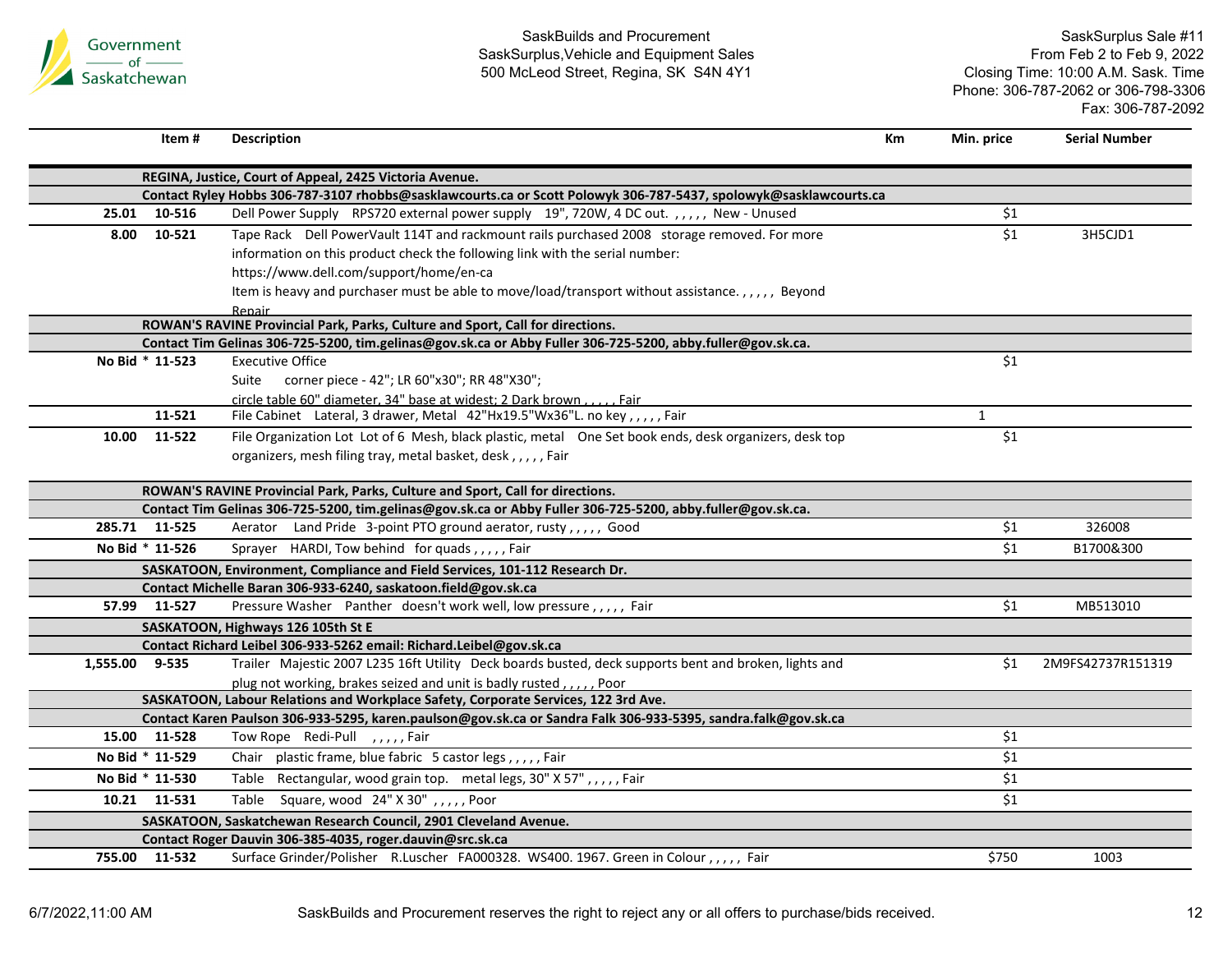| | Item # | Description | Km | Min. price | Serial Number |
|---|---|---|---|---|---|
| | | **REGINA, Justice, Court of Appeal, 2425 Victoria Avenue.** | | | |
| | | **Contact Ryley Hobbs 306-787-3107 rhobbs@sasklawcourts.ca or Scott Polowyk 306-787-5437, spolowyk@sasklawcourts.ca** | | | |
| 25.01 | 10-516 | Dell Power Supply RPS720 external power supply 19", 720W, 4 DC out. , , , , , New - Unused | | $1 | |
| 8.00 | 10-521 | Tape Rack Dell PowerVault 114T and rackmount rails purchased 2008 storage removed. For more information on this product check the following link with the serial number: https://www.dell.com/support/home/en-ca Item is heavy and purchaser must be able to move/load/transport without assistance. , , , , , Beyond Repair | | $1 | 3H5CJD1 |
| | | **ROWAN'S RAVINE Provincial Park, Parks, Culture and Sport, Call for directions.** | | | |
| | | **Contact Tim Gelinas 306-725-5200, tim.gelinas@gov.sk.ca or Abby Fuller 306-725-5200, abby.fuller@gov.sk.ca.** | | | |
| No Bid * | 11-523 | Executive Office Suite corner piece - 42"; LR 60"x30"; RR 48"X30"; circle table 60" diameter, 34" base at widest; 2 Dark brown , , , , , Fair | | $1 | |
| | 11-521 | File Cabinet Lateral, 3 drawer, Metal 42"Hx19.5"Wx36"L. no key , , , , , Fair | | 1 | |
| 10.00 | 11-522 | File Organization Lot Lot of 6 Mesh, black plastic, metal One Set book ends, desk organizers, desk top organizers, mesh filing tray, metal basket, desk , , , , , Fair | | $1 | |
| | | **ROWAN'S RAVINE Provincial Park, Parks, Culture and Sport, Call for directions.** | | | |
| | | **Contact Tim Gelinas 306-725-5200, tim.gelinas@gov.sk.ca or Abby Fuller 306-725-5200, abby.fuller@gov.sk.ca.** | | | |
| 285.71 | 11-525 | Aerator Land Pride 3-point PTO ground aerator, rusty , , , , , Good | | $1 | 326008 |
| No Bid * | 11-526 | Sprayer HARDI, Tow behind for quads , , , , , Fair | | $1 | B1700&300 |
| | | **SASKATOON, Environment, Compliance and Field Services, 101-112 Research Dr.** | | | |
| | | **Contact Michelle Baran 306-933-6240, saskatoon.field@gov.sk.ca** | | | |
| 57.99 | 11-527 | Pressure Washer Panther doesn't work well, low pressure , , , , , Fair | | $1 | MB513010 |
| | | **SASKATOON, Highways 126 105th St E** | | | |
| | | **Contact Richard Leibel 306-933-5262 email: Richard.Leibel@gov.sk.ca** | | | |
| 1,555.00 | 9-535 | Trailer Majestic 2007 L235 16ft Utility Deck boards busted, deck supports bent and broken, lights and plug not working, brakes seized and unit is badly rusted , , , , , Poor | | $1 | 2M9FS42737R151319 |
| | | **SASKATOON, Labour Relations and Workplace Safety, Corporate Services, 122 3rd Ave.** | | | |
| | | **Contact Karen Paulson 306-933-5295, karen.paulson@gov.sk.ca or Sandra Falk 306-933-5395, sandra.falk@gov.sk.ca** | | | |
| 15.00 | 11-528 | Tow Rope Redi-Pull , , , , , Fair | | $1 | |
| No Bid * | 11-529 | Chair plastic frame, blue fabric 5 castor legs , , , , , Fair | | $1 | |
| No Bid * | 11-530 | Table Rectangular, wood grain top. metal legs, 30" X 57" , , , , , Fair | | $1 | |
| 10.21 | 11-531 | Table Square, wood 24" X 30" , , , , , Poor | | $1 | |
| | | **SASKATOON, Saskatchewan Research Council, 2901 Cleveland Avenue.** | | | |
| | | **Contact Roger Dauvin 306-385-4035, roger.dauvin@src.sk.ca** | | | |
| 755.00 | 11-532 | Surface Grinder/Polisher R.Luscher FA000328. WS400. 1967. Green in Colour , , , , , Fair | | $750 | 1003 |

SaskBuilds and Procurement reserves the right to reject any or all offers to purchase/bids received.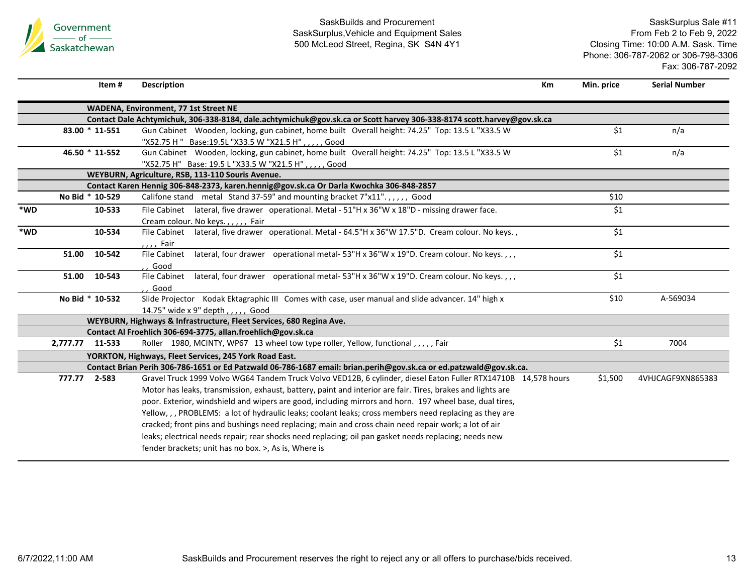| | | Item # | Description | Km | Min. price | Serial Number |
|---|---|---|---|---|---|---|
| | | | **WADENA, Environment, 77 1st Street NE** | | | |
| | | | **Contact Dale Achtymichuk, 306-338-8184, dale.achtymichuk@gov.sk.ca or Scott harvey 306-338-8174 scott.harvey@gov.sk.ca** | | | |
| | 83.00 | * 11-551 | Gun Cabinet Wooden, locking, gun cabinet, home built Overall height: 74.25" Top: 13.5 L "X33.5 W "X52.75 H " Base:19.5L "X33.5 W "X21.5 H" , , , , , Good | | $1 | n/a |
| | 46.50 | * 11-552 | Gun Cabinet Wooden, locking, gun cabinet, home built Overall height: 74.25" Top: 13.5 L "X33.5 W "X52.75 H" Base: 19.5 L "X33.5 W "X21.5 H" , , , , , Good | | $1 | n/a |
| | | | **WEYBURN, Agriculture, RSB, 113-110 Souris Avenue.** | | | |
| | | | **Contact Karen Hennig 306-848-2373, karen.hennig@gov.sk.ca Or Darla Kwochka 306-848-2857** | | | |
| | No Bid | * 10-529 | Califone stand metal Stand 37-59" and mounting bracket 7"x11". , , , , , Good | | $10 | |
| *WD | | 10-533 | File Cabinet lateral, five drawer operational. Metal - 51"H x 36"W x 18"D - missing drawer face. Cream colour. No keys. , , , , , Fair | | $1 | |
| *WD | | 10-534 | File Cabinet lateral, five drawer operational. Metal - 64.5"H x 36"W 17.5"D. Cream colour. No keys. , , , , , Fair | | $1 | |
| | 51.00 | 10-542 | File Cabinet lateral, four drawer operational metal- 53"H x 36"W x 19"D. Cream colour. No keys. , , , , , Good | | $1 | |
| | 51.00 | 10-543 | File Cabinet lateral, four drawer operational metal- 53"H x 36"W x 19"D. Cream colour. No keys. , , , , , Good | | $1 | |
| | No Bid | * 10-532 | Slide Projector Kodak Ektagraphic III Comes with case, user manual and slide advancer. 14" high x 14.75" wide x 9" depth , , , , , Good | | $10 | A-569034 |
| | | | **WEYBURN, Highways & Infrastructure, Fleet Services, 680 Regina Ave.** | | | |
| | | | **Contact Al Froehlich 306-694-3775, allan.froehlich@gov.sk.ca** | | | |
| | 2,777.77 | 11-533 | Roller 1980, MCINTY, WP67 13 wheel tow type roller, Yellow, functional , , , , , Fair | | $1 | 7004 |
| | | | **YORKTON, Highways, Fleet Services, 245 York Road East.** | | | |
| | | | **Contact Brian Perih 306-786-1651 or Ed Patzwald 06-786-1687 email: brian.perih@gov.sk.ca or ed.patzwald@gov.sk.ca.** | | | |
| | 777.77 | 2-583 | Gravel Truck 1999 Volvo WG64 Tandem Truck Volvo VED12B, 6 cylinder, diesel Eaton Fuller RTX14710B Motor has leaks, transmission, exhaust, battery, paint and interior are fair. Tires, brakes and lights are poor. Exterior, windshield and wipers are good, including mirrors and horn. 197 wheel base, dual tires, Yellow, , , PROBLEMS: a lot of hydraulic leaks; coolant leaks; cross members need replacing as they are cracked; front pins and bushings need replacing; main and cross chain need repair work; a lot of air leaks; electrical needs repair; rear shocks need replacing; oil pan gasket needs replacing; needs new fender brackets; unit has no box. >, As is, Where is | 14,578 hours | $1,500 | 4VHJCAGF9XN865383 |

6/7/2022,11:00 AM SaskBuilds and Procurement reserves the right to reject any or all offers to purchase/bids received.